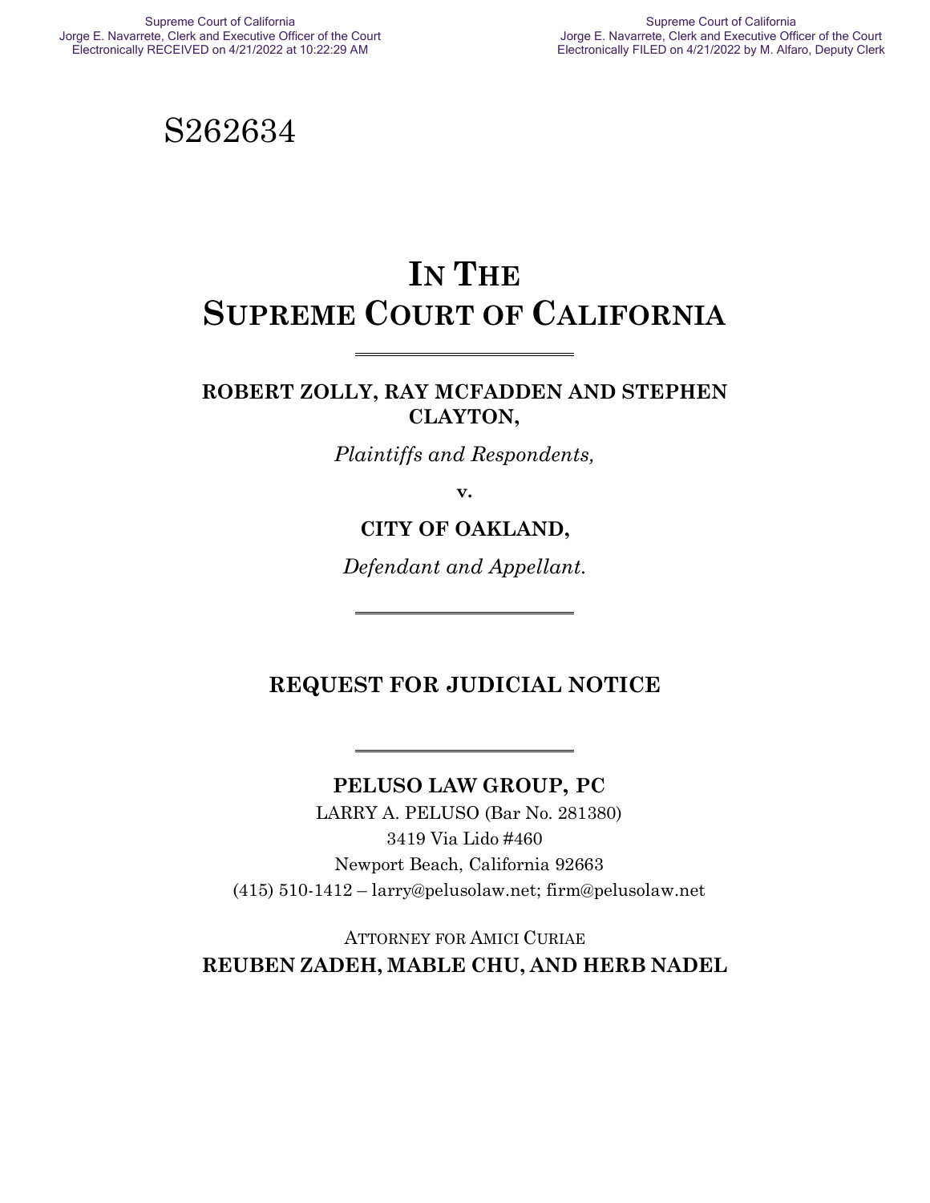Supreme Court of California
Jorge E. Navarrete, Clerk and Executive Officer of the Court
Electronically RECEIVED on 4/21/2022 at 10:22:29 AM

Supreme Court of California
Jorge E. Navarrete, Clerk and Executive Officer of the Court
Electronically FILED on 4/21/2022 by M. Alfaro, Deputy Clerk

S262634

# IN THE SUPREME COURT OF CALIFORNIA

---

**ROBERT ZOLLY, RAY MCFADDEN AND STEPHEN CLAYTON,**

*Plaintiffs and Respondents,*

**v.**

**CITY OF OAKLAND,**

*Defendant and Appellant.*

---

## REQUEST FOR JUDICIAL NOTICE

---

**PELUSO LAW GROUP, PC**

LARRY A. PELUSO (Bar No. 281380)
3419 Via Lido #460
Newport Beach, California 92663
(415) 510-1412 – larry@pelusolaw.net; firm@pelusolaw.net

ATTORNEY FOR AMICI CURIAE
**REUBEN ZADEH, MABLE CHU, AND HERB NADEL**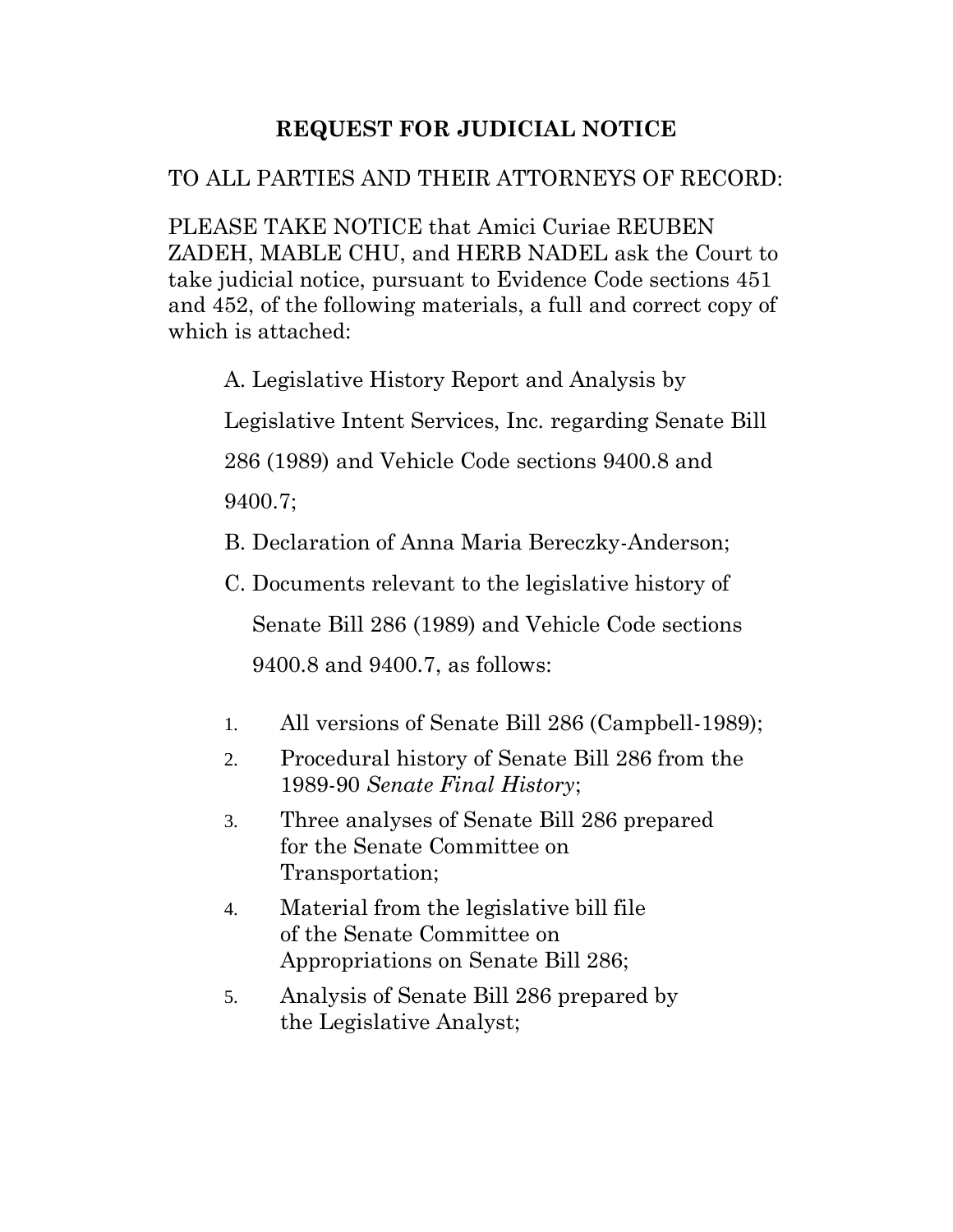# REQUEST FOR JUDICIAL NOTICE

TO ALL PARTIES AND THEIR ATTORNEYS OF RECORD:

PLEASE TAKE NOTICE that Amici Curiae REUBEN ZADEH, MABLE CHU, and HERB NADEL ask the Court to take judicial notice, pursuant to Evidence Code sections 451 and 452, of the following materials, a full and correct copy of which is attached:

A. Legislative History Report and Analysis by Legislative Intent Services, Inc. regarding Senate Bill 286 (1989) and Vehicle Code sections 9400.8 and 9400.7;

B. Declaration of Anna Maria Bereczky-Anderson;

C. Documents relevant to the legislative history of Senate Bill 286 (1989) and Vehicle Code sections 9400.8 and 9400.7, as follows:

1. All versions of Senate Bill 286 (Campbell-1989);
2. Procedural history of Senate Bill 286 from the 1989-90 *Senate Final History*;
3. Three analyses of Senate Bill 286 prepared for the Senate Committee on Transportation;
4. Material from the legislative bill file of the Senate Committee on Appropriations on Senate Bill 286;
5. Analysis of Senate Bill 286 prepared by the Legislative Analyst;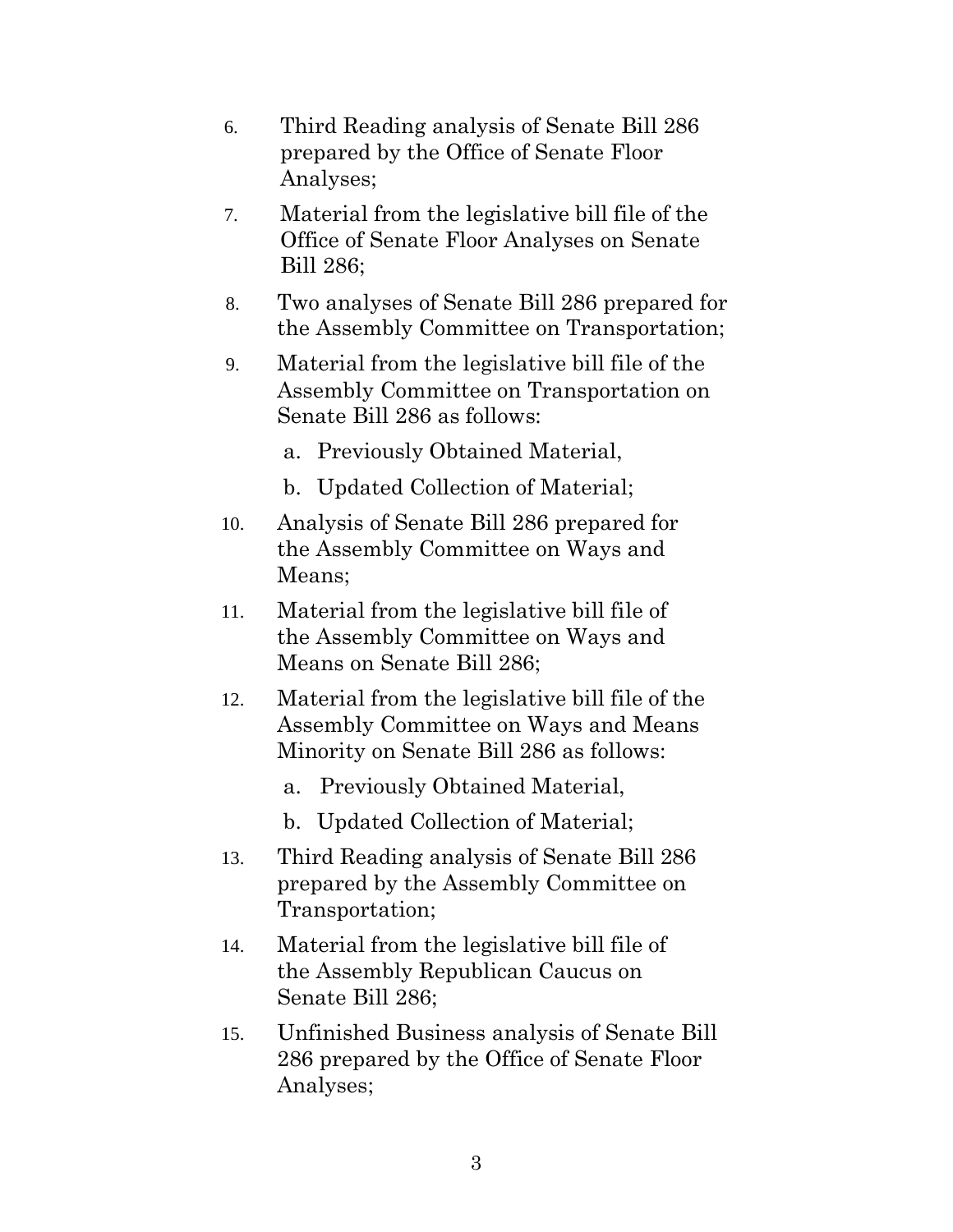6. Third Reading analysis of Senate Bill 286 prepared by the Office of Senate Floor Analyses;

7. Material from the legislative bill file of the Office of Senate Floor Analyses on Senate Bill 286;

8. Two analyses of Senate Bill 286 prepared for the Assembly Committee on Transportation;

9. Material from the legislative bill file of the Assembly Committee on Transportation on Senate Bill 286 as follows:

   a. Previously Obtained Material,

   b. Updated Collection of Material;

10. Analysis of Senate Bill 286 prepared for the Assembly Committee on Ways and Means;

11. Material from the legislative bill file of the Assembly Committee on Ways and Means on Senate Bill 286;

12. Material from the legislative bill file of the Assembly Committee on Ways and Means Minority on Senate Bill 286 as follows:

    a. Previously Obtained Material,

    b. Updated Collection of Material;

13. Third Reading analysis of Senate Bill 286 prepared by the Assembly Committee on Transportation;

14. Material from the legislative bill file of the Assembly Republican Caucus on Senate Bill 286;

15. Unfinished Business analysis of Senate Bill 286 prepared by the Office of Senate Floor Analyses;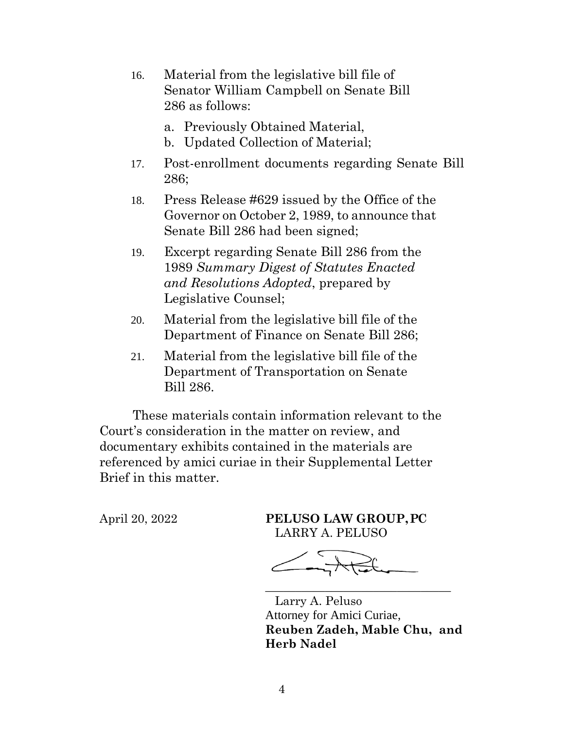16. Material from the legislative bill file of Senator William Campbell on Senate Bill 286 as follows:
    a. Previously Obtained Material,
    b. Updated Collection of Material;
17. Post-enrollment documents regarding Senate Bill 286;
18. Press Release #629 issued by the Office of the Governor on October 2, 1989, to announce that Senate Bill 286 had been signed;
19. Excerpt regarding Senate Bill 286 from the 1989 *Summary Digest of Statutes Enacted and Resolutions Adopted*, prepared by Legislative Counsel;
20. Material from the legislative bill file of the Department of Finance on Senate Bill 286;
21. Material from the legislative bill file of the Department of Transportation on Senate Bill 286.

These materials contain information relevant to the Court's consideration in the matter on review, and documentary exhibits contained in the materials are referenced by amici curiae in their Supplemental Letter Brief in this matter.

April 20, 2022

**PELUSO LAW GROUP, PC**
LARRY A. PELUSO

\_\_\_\_\_\_\_\_\_\_\_\_\_\_\_\_\_\_\_\_\_\_\_\_\_\_\_\_\_\_\_\_
Larry A. Peluso
Attorney for Amici Curiae,
**Reuben Zadeh, Mable Chu, and Herb Nadel**